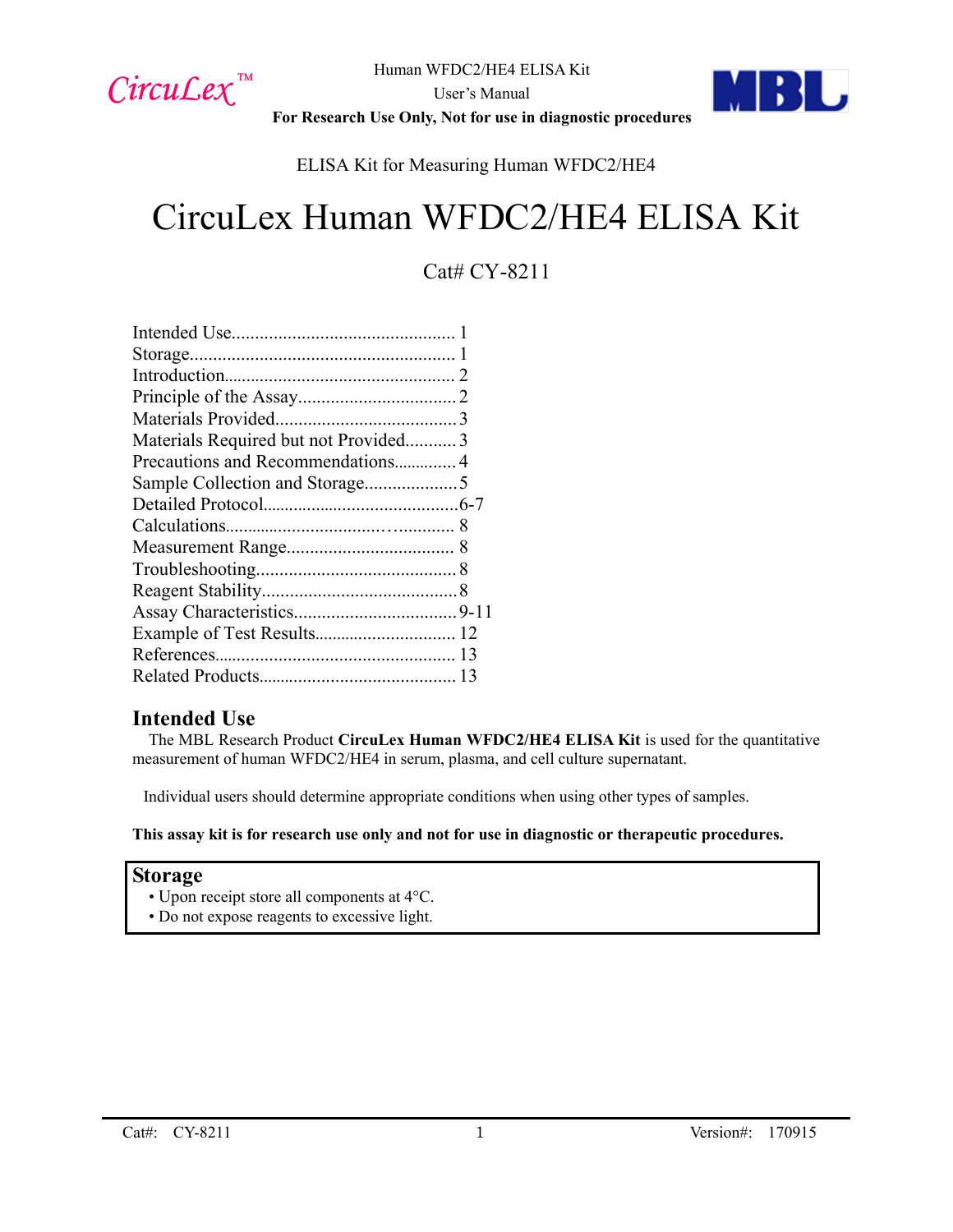Human WFDC2/HE4 ELISA Kit

User's Manual

**For Research Use Only, Not for use in diagnostic procedures**

ELISA Kit for Measuring Human WFDC2/HE4

# CircuLex Human WFDC2/HE4 ELISA Kit

Cat# CY-8211

Intended Use................................................ 1
Storage......................................................... 1
Introduction.................................................. 2
Principle of the Assay.................................. 2
Materials Provided....................................... 3
Materials Required but not Provided........... 3
Precautions and Recommendations............. 4
Sample Collection and Storage.................... 5
Detailed Protocol...........................................6-7
Calculations.................................................. 8
Measurement Range.................................... 8
Troubleshooting........................................... 8
Reagent Stability.......................................... 8
Assay Characteristics................................... 9-11
Example of Test Results.............................. 12
References.................................................... 13
Related Products........................................... 13

## Intended Use

The MBL Research Product **CircuLex Human WFDC2/HE4 ELISA Kit** is used for the quantitative measurement of human WFDC2/HE4 in serum, plasma, and cell culture supernatant.

Individual users should determine appropriate conditions when using other types of samples.

**This assay kit is for research use only and not for use in diagnostic or therapeutic procedures.**

## Storage

- Upon receipt store all components at 4°C.
- Do not expose reagents to excessive light.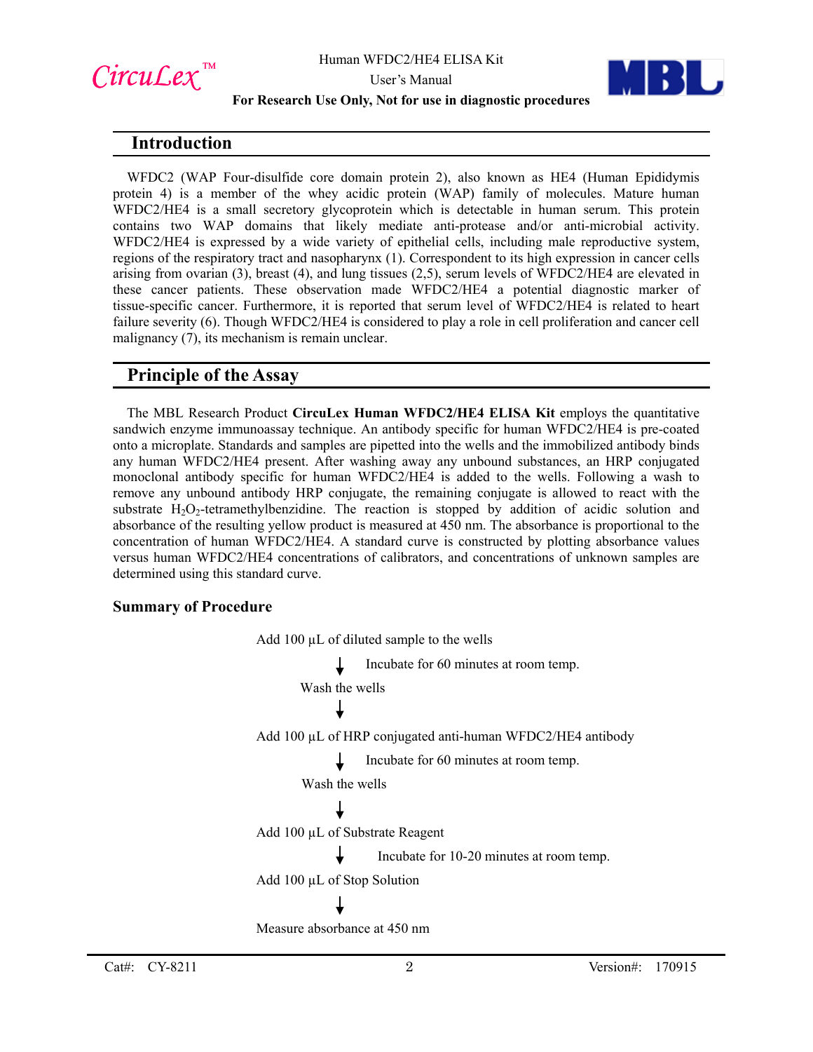## Introduction

WFDC2 (WAP Four-disulfide core domain protein 2), also known as HE4 (Human Epididymis protein 4) is a member of the whey acidic protein (WAP) family of molecules. Mature human WFDC2/HE4 is a small secretory glycoprotein which is detectable in human serum. This protein contains two WAP domains that likely mediate anti-protease and/or anti-microbial activity. WFDC2/HE4 is expressed by a wide variety of epithelial cells, including male reproductive system, regions of the respiratory tract and nasopharynx (1). Correspondent to its high expression in cancer cells arising from ovarian (3), breast (4), and lung tissues (2,5), serum levels of WFDC2/HE4 are elevated in these cancer patients. These observation made WFDC2/HE4 a potential diagnostic marker of tissue-specific cancer. Furthermore, it is reported that serum level of WFDC2/HE4 is related to heart failure severity (6). Though WFDC2/HE4 is considered to play a role in cell proliferation and cancer cell malignancy (7), its mechanism is remain unclear.

## Principle of the Assay

The MBL Research Product **CircuLex Human WFDC2/HE4 ELISA Kit** employs the quantitative sandwich enzyme immunoassay technique. An antibody specific for human WFDC2/HE4 is pre-coated onto a microplate. Standards and samples are pipetted into the wells and the immobilized antibody binds any human WFDC2/HE4 present. After washing away any unbound substances, an HRP conjugated monoclonal antibody specific for human WFDC2/HE4 is added to the wells. Following a wash to remove any unbound antibody HRP conjugate, the remaining conjugate is allowed to react with the substrate $H_2O_2$-tetramethylbenzidine. The reaction is stopped by addition of acidic solution and absorbance of the resulting yellow product is measured at 450 nm. The absorbance is proportional to the concentration of human WFDC2/HE4. A standard curve is constructed by plotting absorbance values versus human WFDC2/HE4 concentrations of calibrators, and concentrations of unknown samples are determined using this standard curve.

### Summary of Procedure

Add 100 µL of diluted sample to the wells

↓ Incubate for 60 minutes at room temp.

Wash the wells

↓

Add 100 µL of HRP conjugated anti-human WFDC2/HE4 antibody

↓ Incubate for 60 minutes at room temp.

Wash the wells

↓

Add 100 µL of Substrate Reagent

↓ Incubate for 10-20 minutes at room temp.

Add 100 µL of Stop Solution

↓

Measure absorbance at 450 nm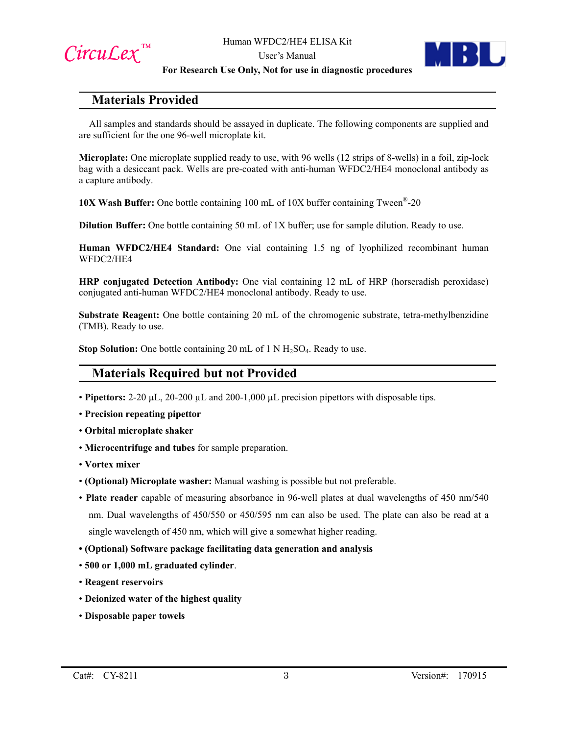## Materials Provided

All samples and standards should be assayed in duplicate. The following components are supplied and are sufficient for the one 96-well microplate kit.

**Microplate:** One microplate supplied ready to use, with 96 wells (12 strips of 8-wells) in a foil, zip-lock bag with a desiccant pack. Wells are pre-coated with anti-human WFDC2/HE4 monoclonal antibody as a capture antibody.

**10X Wash Buffer:** One bottle containing 100 mL of 10X buffer containing Tween®-20

**Dilution Buffer:** One bottle containing 50 mL of 1X buffer; use for sample dilution. Ready to use.

**Human WFDC2/HE4 Standard:** One vial containing 1.5 ng of lyophilized recombinant human WFDC2/HE4

**HRP conjugated Detection Antibody:** One vial containing 12 mL of HRP (horseradish peroxidase) conjugated anti-human WFDC2/HE4 monoclonal antibody. Ready to use.

**Substrate Reagent:** One bottle containing 20 mL of the chromogenic substrate, tetra-methylbenzidine (TMB). Ready to use.

**Stop Solution:** One bottle containing 20 mL of 1 N $H_2SO_4$. Ready to use.

## Materials Required but not Provided

- **Pipettors:** 2-20 µL, 20-200 µL and 200-1,000 µL precision pipettors with disposable tips.
- **Precision repeating pipettor**
- **Orbital microplate shaker**
- **Microcentrifuge and tubes** for sample preparation.
- **Vortex mixer**
- **(Optional) Microplate washer:** Manual washing is possible but not preferable.
- **Plate reader** capable of measuring absorbance in 96-well plates at dual wavelengths of 450 nm/540 nm. Dual wavelengths of 450/550 or 450/595 nm can also be used. The plate can also be read at a single wavelength of 450 nm, which will give a somewhat higher reading.
- **(Optional) Software package facilitating data generation and analysis**
- **500 or 1,000 mL graduated cylinder**.
- **Reagent reservoirs**
- **Deionized water of the highest quality**
- **Disposable paper towels**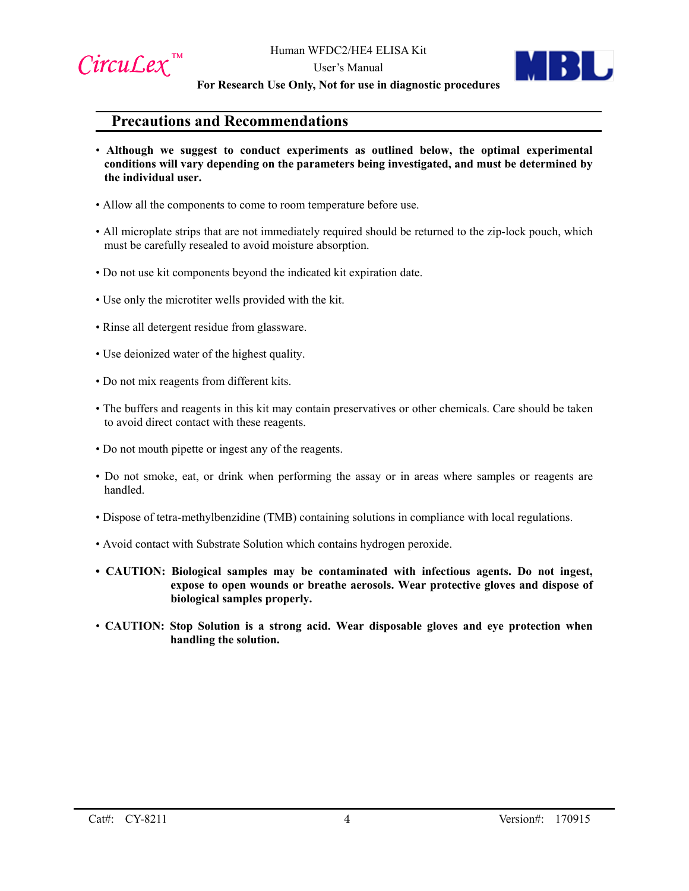## Precautions and Recommendations

- **Although we suggest to conduct experiments as outlined below, the optimal experimental conditions will vary depending on the parameters being investigated, and must be determined by the individual user.**

- Allow all the components to come to room temperature before use.

- All microplate strips that are not immediately required should be returned to the zip-lock pouch, which must be carefully resealed to avoid moisture absorption.

- Do not use kit components beyond the indicated kit expiration date.

- Use only the microtiter wells provided with the kit.

- Rinse all detergent residue from glassware.

- Use deionized water of the highest quality.

- Do not mix reagents from different kits.

- The buffers and reagents in this kit may contain preservatives or other chemicals. Care should be taken to avoid direct contact with these reagents.

- Do not mouth pipette or ingest any of the reagents.

- Do not smoke, eat, or drink when performing the assay or in areas where samples or reagents are handled.

- Dispose of tetra-methylbenzidine (TMB) containing solutions in compliance with local regulations.

- Avoid contact with Substrate Solution which contains hydrogen peroxide.

- **CAUTION: Biological samples may be contaminated with infectious agents. Do not ingest, expose to open wounds or breathe aerosols. Wear protective gloves and dispose of biological samples properly.**

- **CAUTION: Stop Solution is a strong acid. Wear disposable gloves and eye protection when handling the solution.**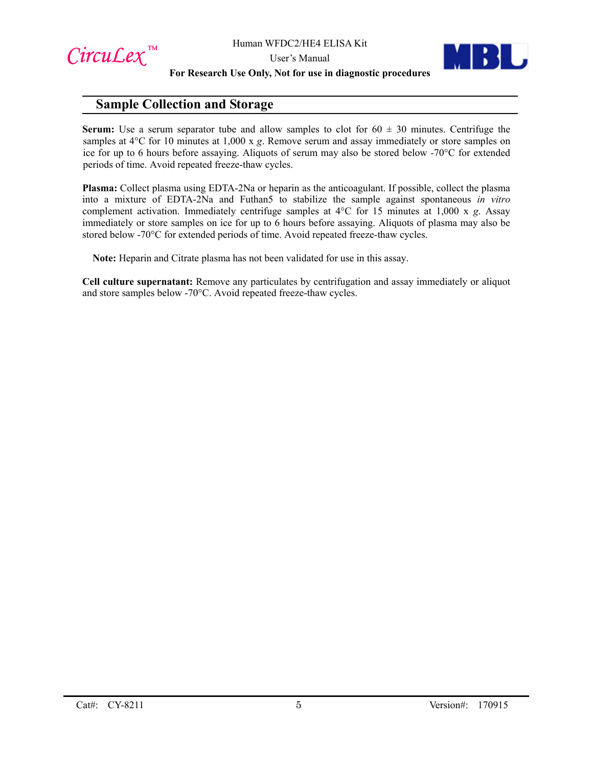## Sample Collection and Storage

**Serum:** Use a serum separator tube and allow samples to clot for 60 ± 30 minutes. Centrifuge the samples at 4°C for 10 minutes at 1,000 x *g*. Remove serum and assay immediately or store samples on ice for up to 6 hours before assaying. Aliquots of serum may also be stored below -70°C for extended periods of time. Avoid repeated freeze-thaw cycles.

**Plasma:** Collect plasma using EDTA-2Na or heparin as the anticoagulant. If possible, collect the plasma into a mixture of EDTA-2Na and Futhan5 to stabilize the sample against spontaneous *in vitro* complement activation. Immediately centrifuge samples at 4°C for 15 minutes at 1,000 x *g*. Assay immediately or store samples on ice for up to 6 hours before assaying. Aliquots of plasma may also be stored below -70°C for extended periods of time. Avoid repeated freeze-thaw cycles.

**Note:** Heparin and Citrate plasma has not been validated for use in this assay.

**Cell culture supernatant:** Remove any particulates by centrifugation and assay immediately or aliquot and store samples below -70°C. Avoid repeated freeze-thaw cycles.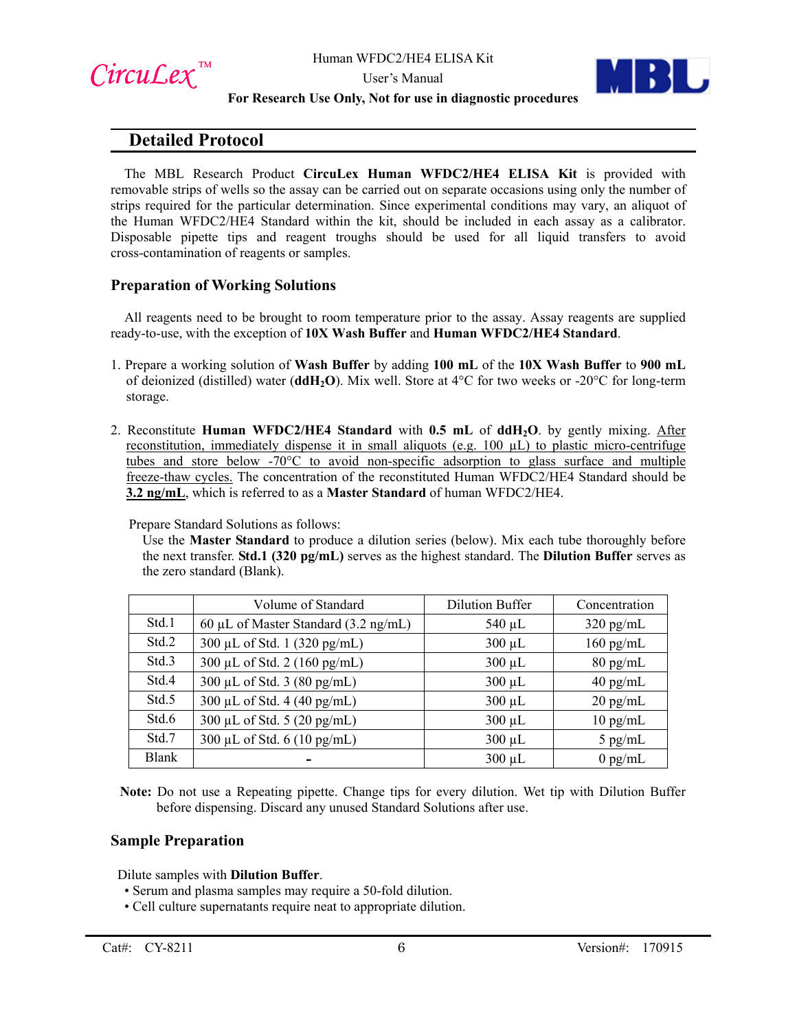## Detailed Protocol

The MBL Research Product **CircuLex Human WFDC2/HE4 ELISA Kit** is provided with removable strips of wells so the assay can be carried out on separate occasions using only the number of strips required for the particular determination. Since experimental conditions may vary, an aliquot of the Human WFDC2/HE4 Standard within the kit, should be included in each assay as a calibrator. Disposable pipette tips and reagent troughs should be used for all liquid transfers to avoid cross-contamination of reagents or samples.

### Preparation of Working Solutions

All reagents need to be brought to room temperature prior to the assay. Assay reagents are supplied ready-to-use, with the exception of **10X Wash Buffer** and **Human WFDC2/HE4 Standard**.

1. Prepare a working solution of **Wash Buffer** by adding **100 mL** of the **10X Wash Buffer** to **900 mL** of deionized (distilled) water (**ddH$_2$O**). Mix well. Store at 4°C for two weeks or -20°C for long-term storage.

2. Reconstitute **Human WFDC2/HE4 Standard** with **0.5 mL** of **ddH$_2$O**. by gently mixing. After reconstitution, immediately dispense it in small aliquots (e.g. 100 µL) to plastic micro-centrifuge tubes and store below -70°C to avoid non-specific adsorption to glass surface and multiple freeze-thaw cycles. The concentration of the reconstituted Human WFDC2/HE4 Standard should be **3.2 ng/mL**, which is referred to as a **Master Standard** of human WFDC2/HE4.

   Prepare Standard Solutions as follows:
   Use the **Master Standard** to produce a dilution series (below). Mix each tube thoroughly before the next transfer. **Std.1 (320 pg/mL)** serves as the highest standard. The **Dilution Buffer** serves as the zero standard (Blank).

| | Volume of Standard | Dilution Buffer | Concentration |
|---|---|---|---|
| Std.1 | 60 µL of Master Standard (3.2 ng/mL) | 540 µL | 320 pg/mL |
| Std.2 | 300 µL of Std. 1 (320 pg/mL) | 300 µL | 160 pg/mL |
| Std.3 | 300 µL of Std. 2 (160 pg/mL) | 300 µL | 80 pg/mL |
| Std.4 | 300 µL of Std. 3 (80 pg/mL) | 300 µL | 40 pg/mL |
| Std.5 | 300 µL of Std. 4 (40 pg/mL) | 300 µL | 20 pg/mL |
| Std.6 | 300 µL of Std. 5 (20 pg/mL) | 300 µL | 10 pg/mL |
| Std.7 | 300 µL of Std. 6 (10 pg/mL) | 300 µL | 5 pg/mL |
| Blank | - | 300 µL | 0 pg/mL |

**Note:** Do not use a Repeating pipette. Change tips for every dilution. Wet tip with Dilution Buffer before dispensing. Discard any unused Standard Solutions after use.

### Sample Preparation

Dilute samples with **Dilution Buffer**.

- Serum and plasma samples may require a 50-fold dilution.
- Cell culture supernatants require neat to appropriate dilution.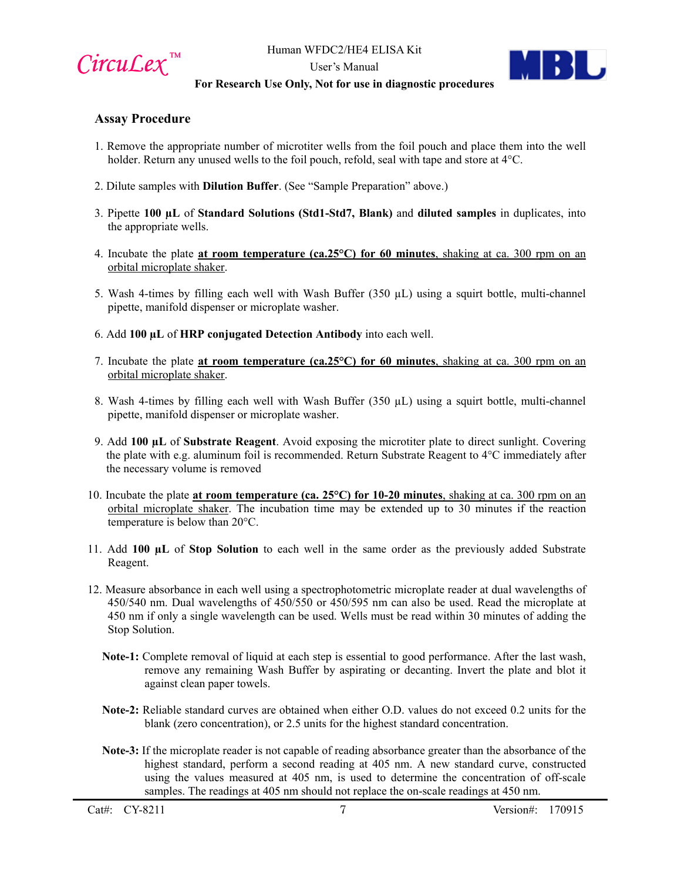## Assay Procedure

1. Remove the appropriate number of microtiter wells from the foil pouch and place them into the well holder. Return any unused wells to the foil pouch, refold, seal with tape and store at 4°C.

2. Dilute samples with **Dilution Buffer**. (See "Sample Preparation" above.)

3. Pipette **100 µL** of **Standard Solutions (Std1-Std7, Blank)** and **diluted samples** in duplicates, into the appropriate wells.

4. Incubate the plate **at room temperature (ca.25°C) for 60 minutes**, shaking at ca. 300 rpm on an orbital microplate shaker.

5. Wash 4-times by filling each well with Wash Buffer (350 µL) using a squirt bottle, multi-channel pipette, manifold dispenser or microplate washer.

6. Add **100 µL** of **HRP conjugated Detection Antibody** into each well.

7. Incubate the plate **at room temperature (ca.25°C) for 60 minutes**, shaking at ca. 300 rpm on an orbital microplate shaker.

8. Wash 4-times by filling each well with Wash Buffer (350 µL) using a squirt bottle, multi-channel pipette, manifold dispenser or microplate washer.

9. Add **100 µL** of **Substrate Reagent**. Avoid exposing the microtiter plate to direct sunlight. Covering the plate with e.g. aluminum foil is recommended. Return Substrate Reagent to 4°C immediately after the necessary volume is removed

10. Incubate the plate **at room temperature (ca. 25°C) for 10-20 minutes**, shaking at ca. 300 rpm on an orbital microplate shaker. The incubation time may be extended up to 30 minutes if the reaction temperature is below than 20°C.

11. Add **100 µL** of **Stop Solution** to each well in the same order as the previously added Substrate Reagent.

12. Measure absorbance in each well using a spectrophotometric microplate reader at dual wavelengths of 450/540 nm. Dual wavelengths of 450/550 or 450/595 nm can also be used. Read the microplate at 450 nm if only a single wavelength can be used. Wells must be read within 30 minutes of adding the Stop Solution.

**Note-1:** Complete removal of liquid at each step is essential to good performance. After the last wash, remove any remaining Wash Buffer by aspirating or decanting. Invert the plate and blot it against clean paper towels.

**Note-2:** Reliable standard curves are obtained when either O.D. values do not exceed 0.2 units for the blank (zero concentration), or 2.5 units for the highest standard concentration.

**Note-3:** If the microplate reader is not capable of reading absorbance greater than the absorbance of the highest standard, perform a second reading at 405 nm. A new standard curve, constructed using the values measured at 405 nm, is used to determine the concentration of off-scale samples. The readings at 405 nm should not replace the on-scale readings at 450 nm.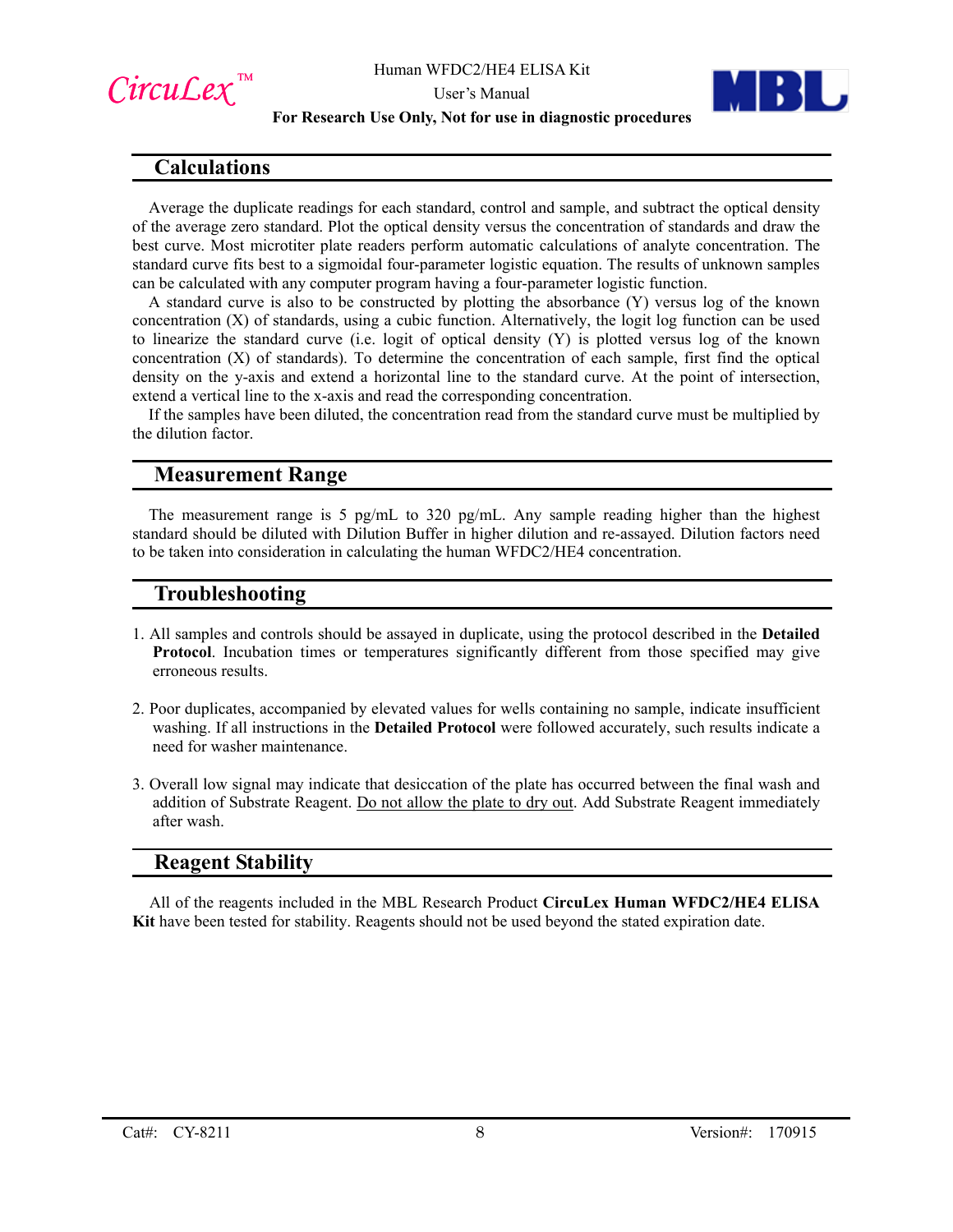## Calculations

Average the duplicate readings for each standard, control and sample, and subtract the optical density of the average zero standard. Plot the optical density versus the concentration of standards and draw the best curve. Most microtiter plate readers perform automatic calculations of analyte concentration. The standard curve fits best to a sigmoidal four-parameter logistic equation. The results of unknown samples can be calculated with any computer program having a four-parameter logistic function.

A standard curve is also to be constructed by plotting the absorbance (Y) versus log of the known concentration (X) of standards, using a cubic function. Alternatively, the logit log function can be used to linearize the standard curve (i.e. logit of optical density (Y) is plotted versus log of the known concentration (X) of standards). To determine the concentration of each sample, first find the optical density on the y-axis and extend a horizontal line to the standard curve. At the point of intersection, extend a vertical line to the x-axis and read the corresponding concentration.

If the samples have been diluted, the concentration read from the standard curve must be multiplied by the dilution factor.

## Measurement Range

The measurement range is 5 pg/mL to 320 pg/mL. Any sample reading higher than the highest standard should be diluted with Dilution Buffer in higher dilution and re-assayed. Dilution factors need to be taken into consideration in calculating the human WFDC2/HE4 concentration.

## Troubleshooting

1. All samples and controls should be assayed in duplicate, using the protocol described in the **Detailed Protocol**. Incubation times or temperatures significantly different from those specified may give erroneous results.

2. Poor duplicates, accompanied by elevated values for wells containing no sample, indicate insufficient washing. If all instructions in the **Detailed Protocol** were followed accurately, such results indicate a need for washer maintenance.

3. Overall low signal may indicate that desiccation of the plate has occurred between the final wash and addition of Substrate Reagent. Do not allow the plate to dry out. Add Substrate Reagent immediately after wash.

## Reagent Stability

All of the reagents included in the MBL Research Product **CircuLex Human WFDC2/HE4 ELISA Kit** have been tested for stability. Reagents should not be used beyond the stated expiration date.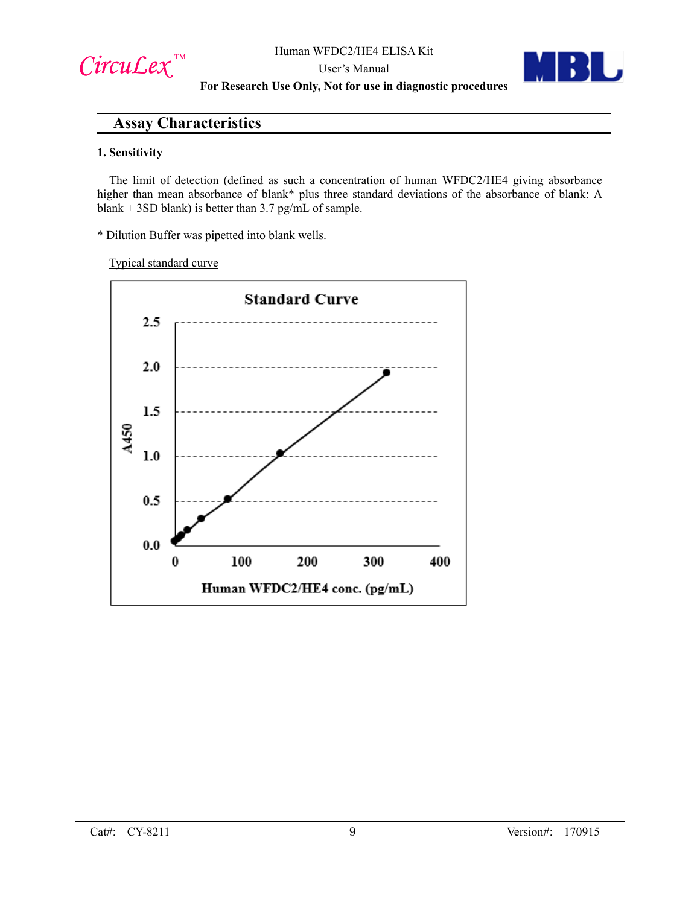## Assay Characteristics

**1. Sensitivity**

The limit of detection (defined as such a concentration of human WFDC2/HE4 giving absorbance higher than mean absorbance of blank* plus three standard deviations of the absorbance of blank: A blank + 3SD blank) is better than 3.7 pg/mL of sample.

* Dilution Buffer was pipetted into blank wells.

Typical standard curve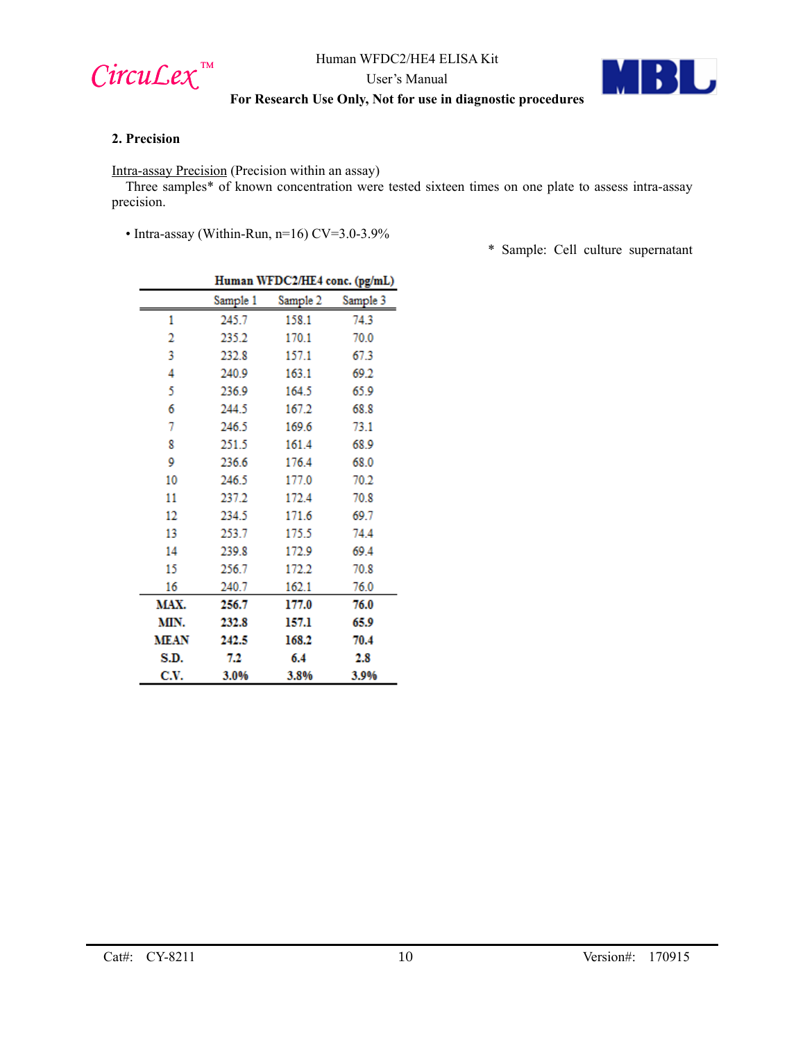## 2. Precision

Intra-assay Precision (Precision within an assay)

Three samples* of known concentration were tested sixteen times on one plate to assess intra-assay precision.

- Intra-assay (Within-Run, n=16) CV=3.0-3.9%

\* Sample: Cell culture supernatant

| | Human WFDC2/HE4 conc. (pg/mL) | | |
|---|---|---|---|
| | Sample 1 | Sample 2 | Sample 3 |
| 1 | 245.7 | 158.1 | 74.3 |
| 2 | 235.2 | 170.1 | 70.0 |
| 3 | 232.8 | 157.1 | 67.3 |
| 4 | 240.9 | 163.1 | 69.2 |
| 5 | 236.9 | 164.5 | 65.9 |
| 6 | 244.5 | 167.2 | 68.8 |
| 7 | 246.5 | 169.6 | 73.1 |
| 8 | 251.5 | 161.4 | 68.9 |
| 9 | 236.6 | 176.4 | 68.0 |
| 10 | 246.5 | 177.0 | 70.2 |
| 11 | 237.2 | 172.4 | 70.8 |
| 12 | 234.5 | 171.6 | 69.7 |
| 13 | 253.7 | 175.5 | 74.4 |
| 14 | 239.8 | 172.9 | 69.4 |
| 15 | 256.7 | 172.2 | 70.8 |
| 16 | 240.7 | 162.1 | 76.0 |
| **MAX.** | **256.7** | **177.0** | **76.0** |
| **MIN.** | **232.8** | **157.1** | **65.9** |
| **MEAN** | **242.5** | **168.2** | **70.4** |
| **S.D.** | **7.2** | **6.4** | **2.8** |
| **C.V.** | **3.0%** | **3.8%** | **3.9%** |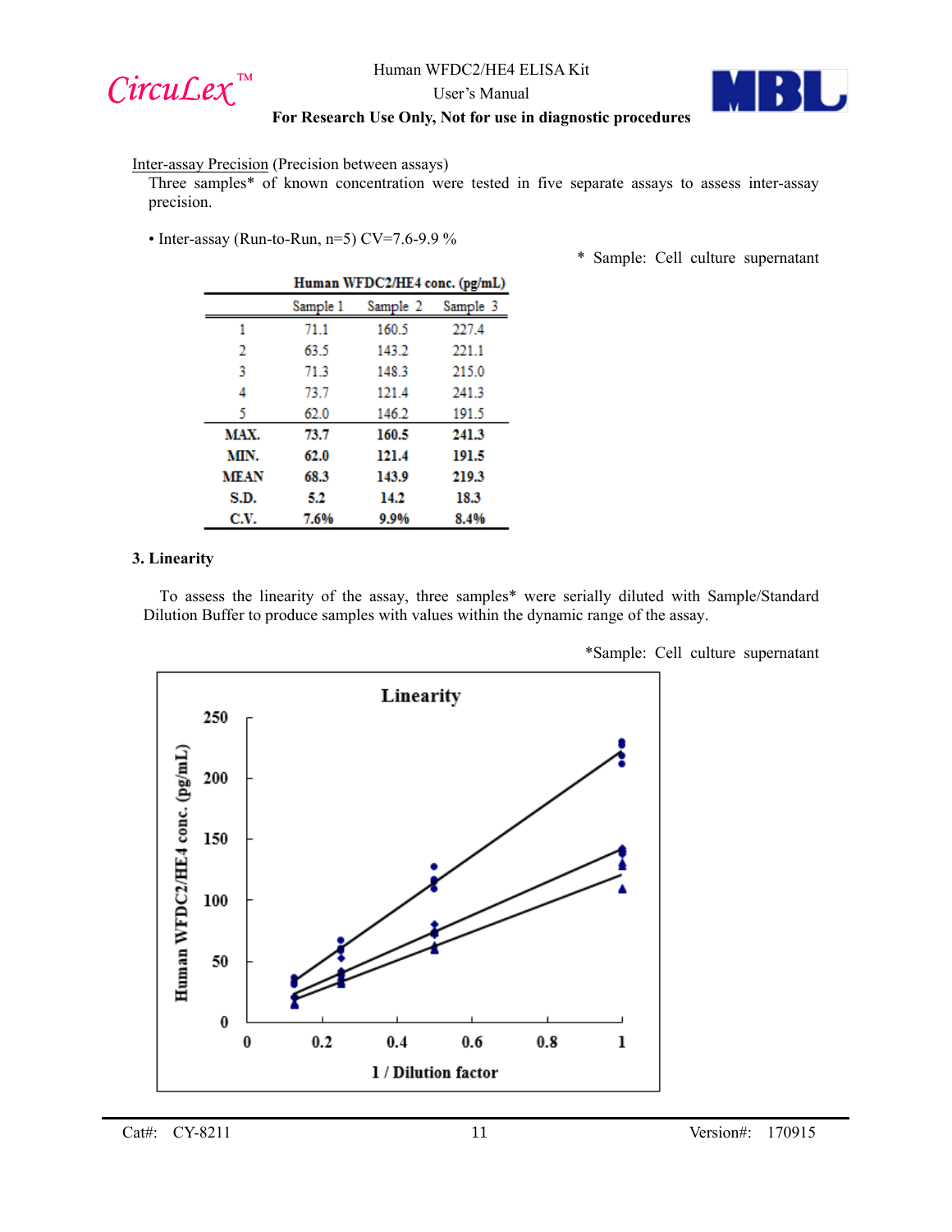Inter-assay Precision (Precision between assays)

Three samples* of known concentration were tested in five separate assays to assess inter-assay precision.

- Inter-assay (Run-to-Run, n=5) CV=7.6-9.9 %

\* Sample: Cell culture supernatant

| | Human WFDC2/HE4 conc. (pg/mL) | | |
|---|---|---|---|
| | Sample 1 | Sample 2 | Sample 3 |
| 1 | 71.1 | 160.5 | 227.4 |
| 2 | 63.5 | 143.2 | 221.1 |
| 3 | 71.3 | 148.3 | 215.0 |
| 4 | 73.7 | 121.4 | 241.3 |
| 5 | 62.0 | 146.2 | 191.5 |
| **MAX.** | **73.7** | **160.5** | **241.3** |
| **MIN.** | **62.0** | **121.4** | **191.5** |
| **MEAN** | **68.3** | **143.9** | **219.3** |
| **S.D.** | **5.2** | **14.2** | **18.3** |
| **C.V.** | **7.6%** | **9.9%** | **8.4%** |

### 3. Linearity

To assess the linearity of the assay, three samples* were serially diluted with Sample/Standard Dilution Buffer to produce samples with values within the dynamic range of the assay.

\*Sample: Cell culture supernatant

**Linearity**

(Graph: y-axis "Human WFDC2/HE4 conc. (pg/mL)" 0–250; x-axis "1 / Dilution factor" 0–1)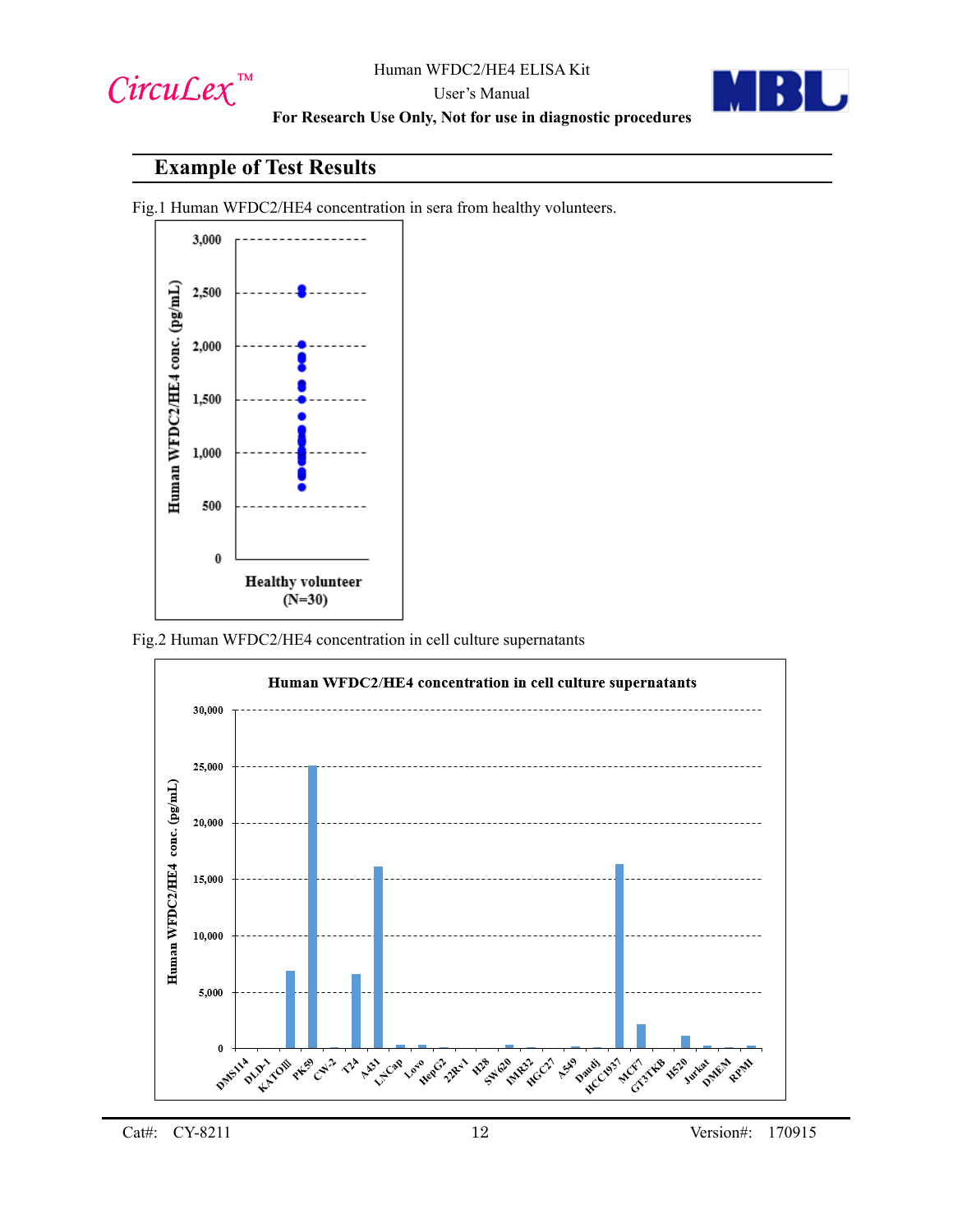## Example of Test Results

Fig.1 Human WFDC2/HE4 concentration in sera from healthy volunteers.

Fig.2 Human WFDC2/HE4 concentration in cell culture supernatants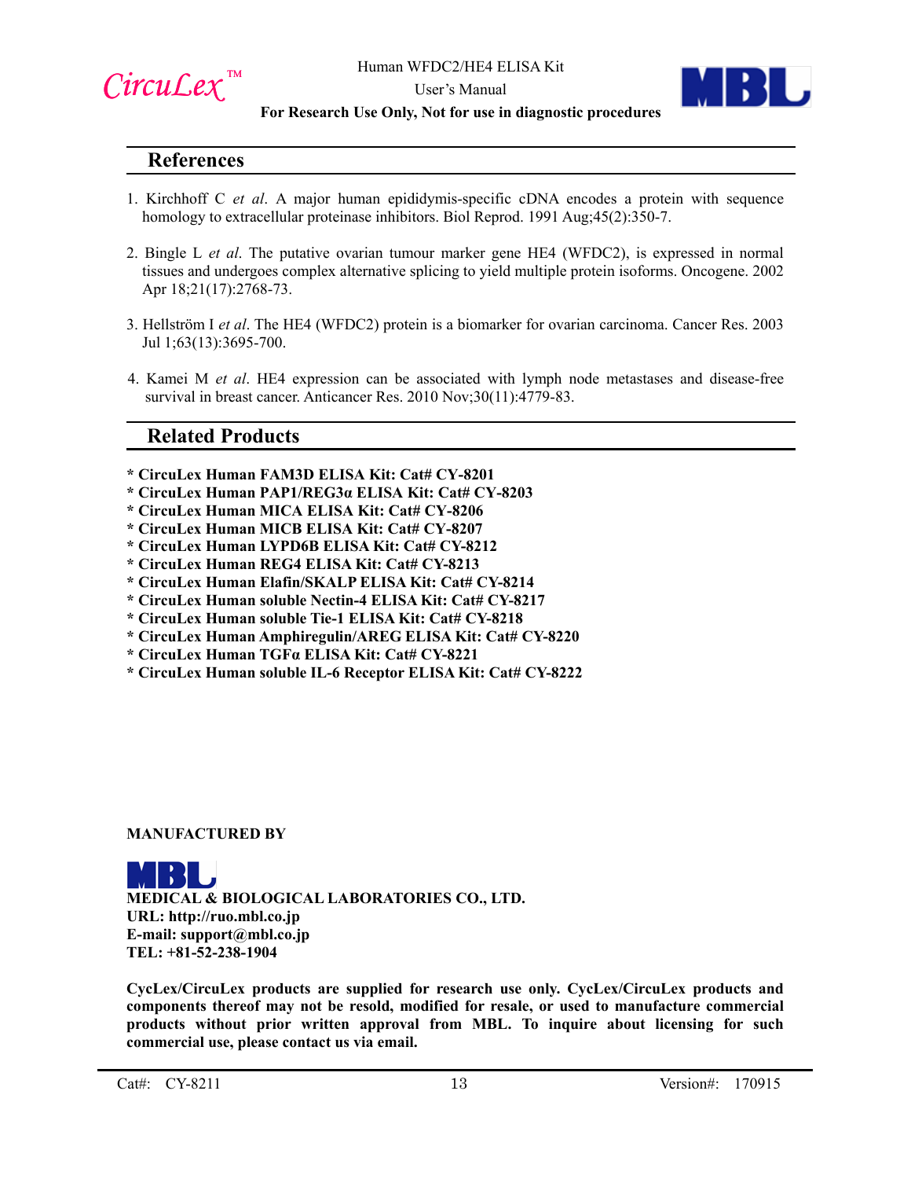## References

1. Kirchhoff C *et al*. A major human epididymis-specific cDNA encodes a protein with sequence homology to extracellular proteinase inhibitors. Biol Reprod. 1991 Aug;45(2):350-7.

2. Bingle L *et al*. The putative ovarian tumour marker gene HE4 (WFDC2), is expressed in normal tissues and undergoes complex alternative splicing to yield multiple protein isoforms. Oncogene. 2002 Apr 18;21(17):2768-73.

3. Hellström I *et al*. The HE4 (WFDC2) protein is a biomarker for ovarian carcinoma. Cancer Res. 2003 Jul 1;63(13):3695-700.

4. Kamei M *et al*. HE4 expression can be associated with lymph node metastases and disease-free survival in breast cancer. Anticancer Res. 2010 Nov;30(11):4779-83.

## Related Products

**\* CircuLex Human FAM3D ELISA Kit: Cat# CY-8201**
**\* CircuLex Human PAP1/REG3α ELISA Kit: Cat# CY-8203**
**\* CircuLex Human MICA ELISA Kit: Cat# CY-8206**
**\* CircuLex Human MICB ELISA Kit: Cat# CY-8207**
**\* CircuLex Human LYPD6B ELISA Kit: Cat# CY-8212**
**\* CircuLex Human REG4 ELISA Kit: Cat# CY-8213**
**\* CircuLex Human Elafin/SKALP ELISA Kit: Cat# CY-8214**
**\* CircuLex Human soluble Nectin-4 ELISA Kit: Cat# CY-8217**
**\* CircuLex Human soluble Tie-1 ELISA Kit: Cat# CY-8218**
**\* CircuLex Human Amphiregulin/AREG ELISA Kit: Cat# CY-8220**
**\* CircuLex Human TGFα ELISA Kit: Cat# CY-8221**
**\* CircuLex Human soluble IL-6 Receptor ELISA Kit: Cat# CY-8222**

**MANUFACTURED BY**

**MEDICAL & BIOLOGICAL LABORATORIES CO., LTD.**
**URL: http://ruo.mbl.co.jp**
**E-mail: support@mbl.co.jp**
**TEL: +81-52-238-1904**

**CycLex/CircuLex products are supplied for research use only. CycLex/CircuLex products and components thereof may not be resold, modified for resale, or used to manufacture commercial products without prior written approval from MBL. To inquire about licensing for such commercial use, please contact us via email.**